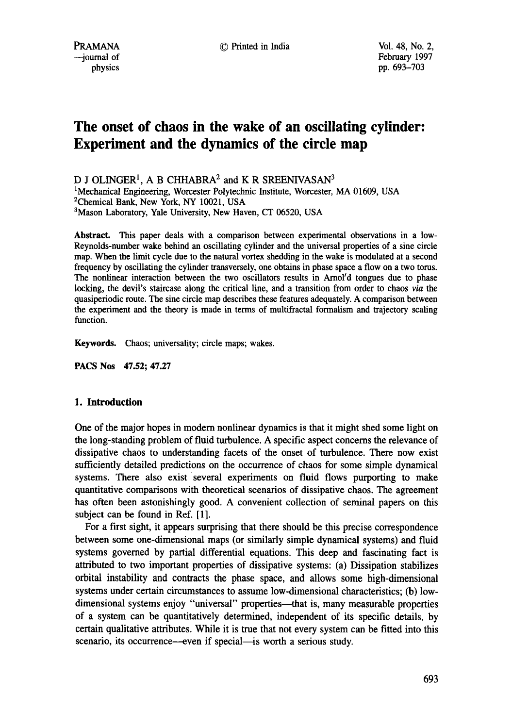# The onset of chaos in the wake of an oscillating cylinder: Experiment and the dynamics of the circle map

D J OLINGER[1], A B CHHABRA[2] and K R SREENIVASAN[3]

[1]Mechanical Engineering, Worcester Polytechnic Institute, Worcester, MA 01609, USA
[2]Chemical Bank, New York, NY 10021, USA
[3]Mason Laboratory, Yale University, New Haven, CT 06520, USA

**Abstract.** This paper deals with a comparison between experimental observations in a low-Reynolds-number wake behind an oscillating cylinder and the universal properties of a sine circle map. When the limit cycle due to the natural vortex shedding in the wake is modulated at a second frequency by oscillating the cylinder transversely, one obtains in phase space a flow on a two torus. The nonlinear interaction between the two oscillators results in Arnol'd tongues due to phase locking, the devil's staircase along the critical line, and a transition from order to chaos *via* the quasiperiodic route. The sine circle map describes these features adequately. A comparison between the experiment and the theory is made in terms of multifractal formalism and trajectory scaling function.

**Keywords.** Chaos; universality; circle maps; wakes.

**PACS Nos 47.52; 47.27**

## 1. Introduction

One of the major hopes in modern nonlinear dynamics is that it might shed some light on the long-standing problem of fluid turbulence. A specific aspect concerns the relevance of dissipative chaos to understanding facets of the onset of turbulence. There now exist sufficiently detailed predictions on the occurrence of chaos for some simple dynamical systems. There also exist several experiments on fluid flows purporting to make quantitative comparisons with theoretical scenarios of dissipative chaos. The agreement has often been astonishingly good. A convenient collection of seminal papers on this subject can be found in Ref. [1].

For a first sight, it appears surprising that there should be this precise correspondence between some one-dimensional maps (or similarly simple dynamical systems) and fluid systems governed by partial differential equations. This deep and fascinating fact is attributed to two important properties of dissipative systems: (a) Dissipation stabilizes orbital instability and contracts the phase space, and allows some high-dimensional systems under certain circumstances to assume low-dimensional characteristics; (b) low-dimensional systems enjoy "universal" properties—that is, many measurable properties of a system can be quantitatively determined, independent of its specific details, by certain qualitative attributes. While it is true that not every system can be fitted into this scenario, its occurrence—even if special—is worth a serious study.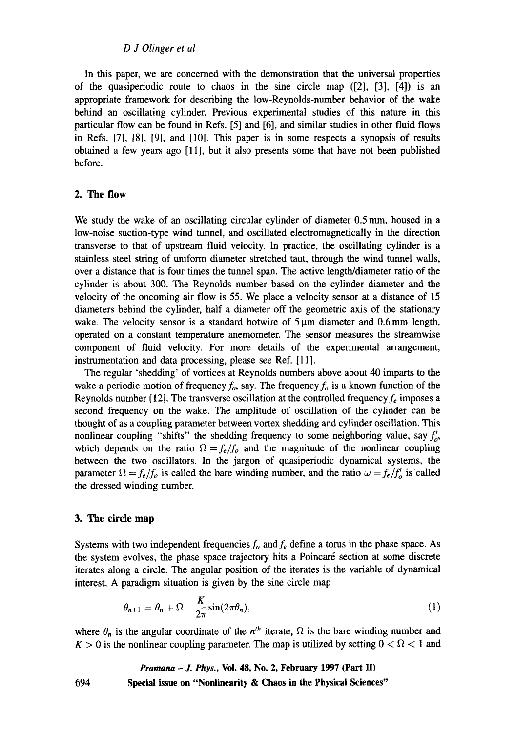In this paper, we are concerned with the demonstration that the universal properties of the quasiperiodic route to chaos in the sine circle map ([2], [3], [4]) is an appropriate framework for describing the low-Reynolds-number behavior of the wake behind an oscillating cylinder. Previous experimental studies of this nature in this particular flow can be found in Refs. [5] and [6], and similar studies in other fluid flows in Refs. [7], [8], [9], and [10]. This paper is in some respects a synopsis of results obtained a few years ago [11], but it also presents some that have not been published before.

## 2. The flow

We study the wake of an oscillating circular cylinder of diameter 0.5 mm, housed in a low-noise suction-type wind tunnel, and oscillated electromagnetically in the direction transverse to that of upstream fluid velocity. In practice, the oscillating cylinder is a stainless steel string of uniform diameter stretched taut, through the wind tunnel walls, over a distance that is four times the tunnel span. The active length/diameter ratio of the cylinder is about 300. The Reynolds number based on the cylinder diameter and the velocity of the oncoming air flow is 55. We place a velocity sensor at a distance of 15 diameters behind the cylinder, half a diameter off the geometric axis of the stationary wake. The velocity sensor is a standard hotwire of 5 μm diameter and 0.6 mm length, operated on a constant temperature anemometer. The sensor measures the streamwise component of fluid velocity. For more details of the experimental arrangement, instrumentation and data processing, please see Ref. [11].

The regular 'shedding' of vortices at Reynolds numbers above about 40 imparts to the wake a periodic motion of frequency $f_o$, say. The frequency $f_o$ is a known function of the Reynolds number [12]. The transverse oscillation at the controlled frequency $f_e$ imposes a second frequency on the wake. The amplitude of oscillation of the cylinder can be thought of as a coupling parameter between vortex shedding and cylinder oscillation. This nonlinear coupling "shifts" the shedding frequency to some neighboring value, say $f_o'$, which depends on the ratio $\Omega = f_e/f_o$ and the magnitude of the nonlinear coupling between the two oscillators. In the jargon of quasiperiodic dynamical systems, the parameter $\Omega = f_e/f_o$ is called the bare winding number, and the ratio $\omega = f_e/f_o'$ is called the dressed winding number.

## 3. The circle map

Systems with two independent frequencies $f_o$ and $f_e$ define a torus in the phase space. As the system evolves, the phase space trajectory hits a Poincaré section at some discrete iterates along a circle. The angular position of the iterates is the variable of dynamical interest. A paradigm situation is given by the sine circle map

$$\theta_{n+1} = \theta_n + \Omega - \frac{K}{2\pi}\sin(2\pi\theta_n), \tag{1}$$

where $\theta_n$ is the angular coordinate of the $n^{th}$ iterate, $\Omega$ is the bare winding number and $K > 0$ is the nonlinear coupling parameter. The map is utilized by setting $0 < \Omega < 1$ and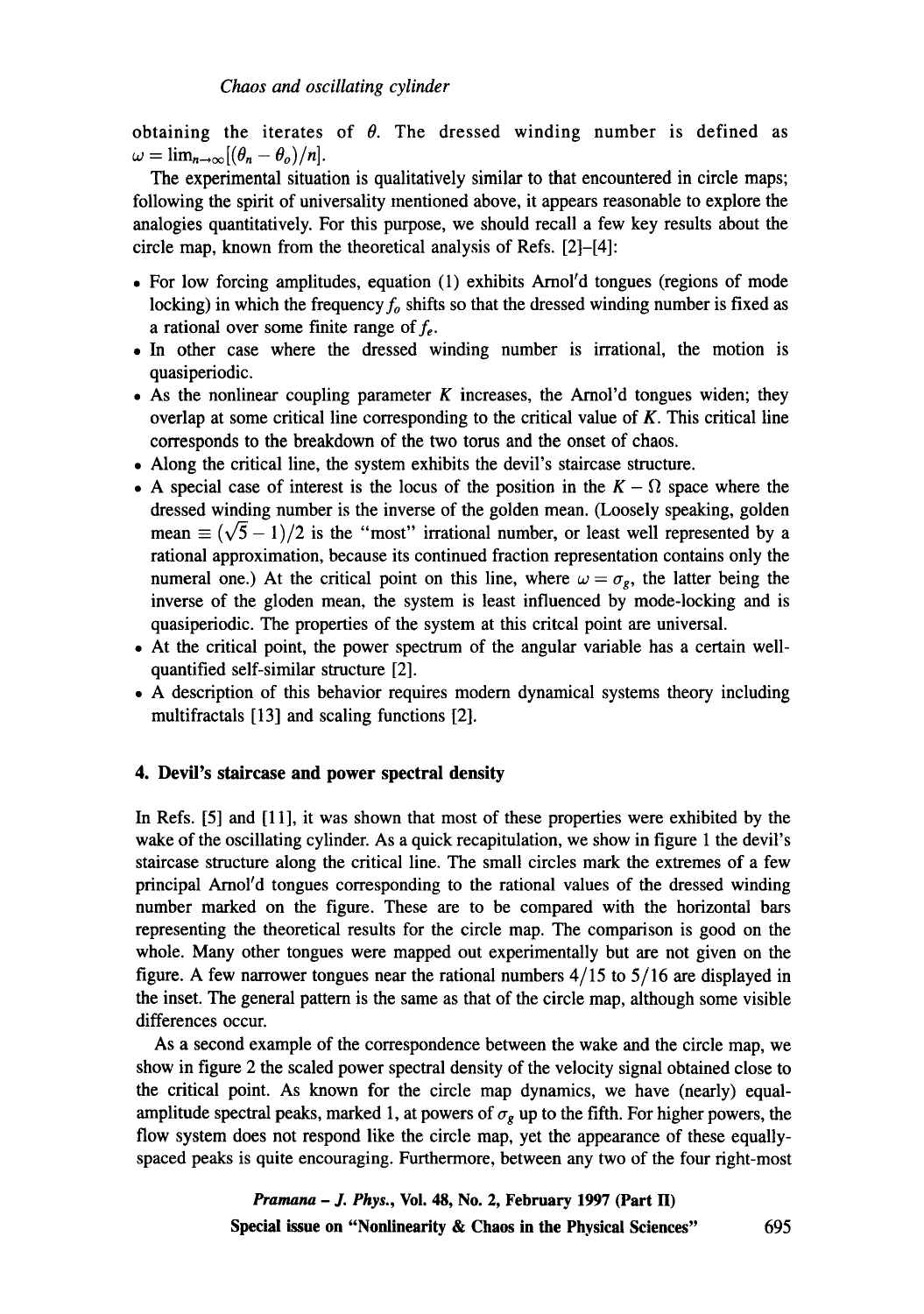obtaining the iterates of $\theta$. The dressed winding number is defined as $\omega = \lim_{n\to\infty}[(\theta_n - \theta_o)/n]$.

The experimental situation is qualitatively similar to that encountered in circle maps; following the spirit of universality mentioned above, it appears reasonable to explore the analogies quantitatively. For this purpose, we should recall a few key results about the circle map, known from the theoretical analysis of Refs. [2]–[4]:

- For low forcing amplitudes, equation (1) exhibits Arnol'd tongues (regions of mode locking) in which the frequency $f_o$ shifts so that the dressed winding number is fixed as a rational over some finite range of $f_e$.
- In other case where the dressed winding number is irrational, the motion is quasiperiodic.
- As the nonlinear coupling parameter $K$ increases, the Arnol'd tongues widen; they overlap at some critical line corresponding to the critical value of $K$. This critical line corresponds to the breakdown of the two torus and the onset of chaos.
- Along the critical line, the system exhibits the devil's staircase structure.
- A special case of interest is the locus of the position in the $K - \Omega$ space where the dressed winding number is the inverse of the golden mean. (Loosely speaking, golden mean $\equiv (\sqrt{5} - 1)/2$ is the "most" irrational number, or least well represented by a rational approximation, because its continued fraction representation contains only the numeral one.) At the critical point on this line, where $\omega = \sigma_g$, the latter being the inverse of the gloden mean, the system is least influenced by mode-locking and is quasiperiodic. The properties of the system at this critcal point are universal.
- At the critical point, the power spectrum of the angular variable has a certain well-quantified self-similar structure [2].
- A description of this behavior requires modern dynamical systems theory including multifractals [13] and scaling functions [2].

## 4. Devil's staircase and power spectral density

In Refs. [5] and [11], it was shown that most of these properties were exhibited by the wake of the oscillating cylinder. As a quick recapitulation, we show in figure 1 the devil's staircase structure along the critical line. The small circles mark the extremes of a few principal Arnol'd tongues corresponding to the rational values of the dressed winding number marked on the figure. These are to be compared with the horizontal bars representing the theoretical results for the circle map. The comparison is good on the whole. Many other tongues were mapped out experimentally but are not given on the figure. A few narrower tongues near the rational numbers 4/15 to 5/16 are displayed in the inset. The general pattern is the same as that of the circle map, although some visible differences occur.

As a second example of the correspondence between the wake and the circle map, we show in figure 2 the scaled power spectral density of the velocity signal obtained close to the critical point. As known for the circle map dynamics, we have (nearly) equal-amplitude spectral peaks, marked 1, at powers of $\sigma_g$ up to the fifth. For higher powers, the flow system does not respond like the circle map, yet the appearance of these equally-spaced peaks is quite encouraging. Furthermore, between any two of the four right-most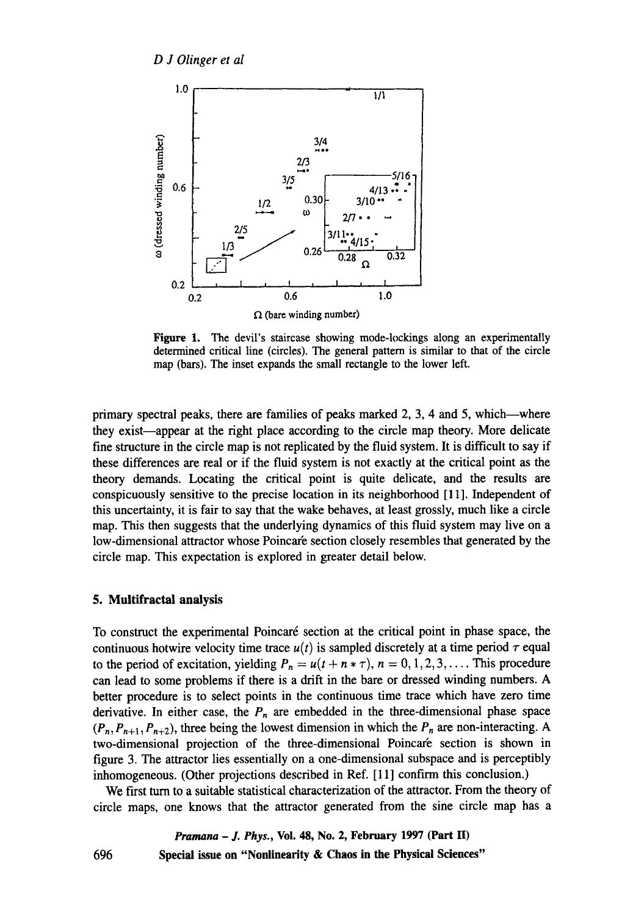Figure 1. The devil's staircase showing mode-lockings along an experimentally determined critical line (circles). The general pattern is similar to that of the circle map (bars). The inset expands the small rectangle to the lower left.

primary spectral peaks, there are families of peaks marked 2, 3, 4 and 5, which—where they exist—appear at the right place according to the circle map theory. More delicate fine structure in the circle map is not replicated by the fluid system. It is difficult to say if these differences are real or if the fluid system is not exactly at the critical point as the theory demands. Locating the critical point is quite delicate, and the results are conspicuously sensitive to the precise location in its neighborhood [11]. Independent of this uncertainty, it is fair to say that the wake behaves, at least grossly, much like a circle map. This then suggests that the underlying dynamics of this fluid system may live on a low-dimensional attractor whose Poincaré section closely resembles that generated by the circle map. This expectation is explored in greater detail below.

## 5. Multifractal analysis

To construct the experimental Poincaré section at the critical point in phase space, the continuous hotwire velocity time trace $u(t)$ is sampled discretely at a time period $\tau$ equal to the period of excitation, yielding $P_n = u(t + n * \tau)$, $n = 0, 1, 2, 3, \ldots$. This procedure can lead to some problems if there is a drift in the bare or dressed winding numbers. A better procedure is to select points in the continuous time trace which have zero time derivative. In either case, the $P_n$ are embedded in the three-dimensional phase space $(P_n, P_{n+1}, P_{n+2})$, three being the lowest dimension in which the $P_n$ are non-interacting. A two-dimensional projection of the three-dimensional Poincaré section is shown in figure 3. The attractor lies essentially on a one-dimensional subspace and is perceptibly inhomogeneous. (Other projections described in Ref. [11] confirm this conclusion.)

We first turn to a suitable statistical characterization of the attractor. From the theory of circle maps, one knows that the attractor generated from the sine circle map has a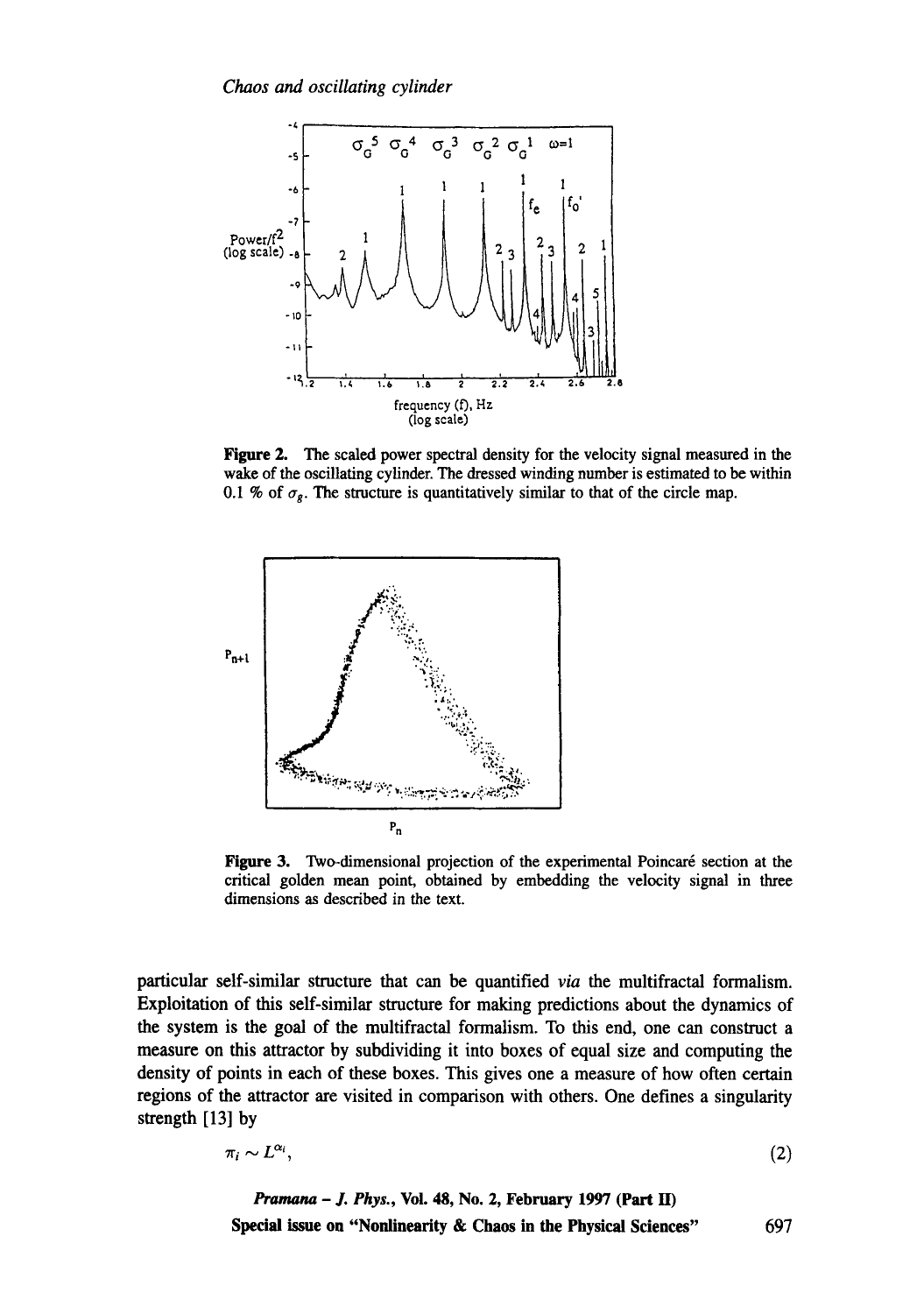**Figure 2.** The scaled power spectral density for the velocity signal measured in the wake of the oscillating cylinder. The dressed winding number is estimated to be within 0.1 % of $\sigma_g$. The structure is quantitatively similar to that of the circle map.

**Figure 3.** Two-dimensional projection of the experimental Poincaré section at the critical golden mean point, obtained by embedding the velocity signal in three dimensions as described in the text.

particular self-similar structure that can be quantified *via* the multifractal formalism. Exploitation of this self-similar structure for making predictions about the dynamics of the system is the goal of the multifractal formalism. To this end, one can construct a measure on this attractor by subdividing it into boxes of equal size and computing the density of points in each of these boxes. This gives one a measure of how often certain regions of the attractor are visited in comparison with others. One defines a singularity strength [13] by

$$\pi_i \sim L^{\alpha_i}, \tag{2}$$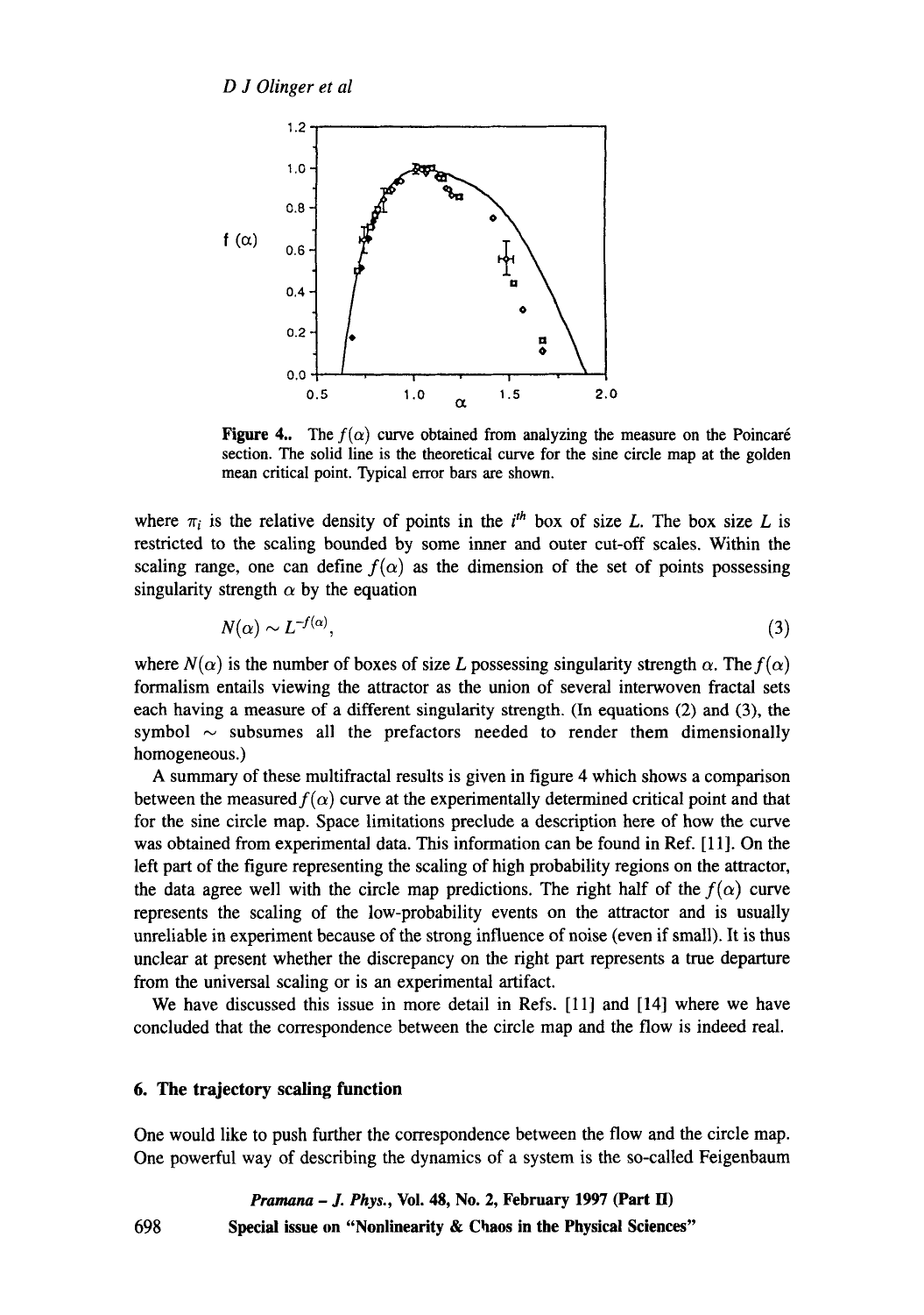**Figure 4..** The $f(\alpha)$ curve obtained from analyzing the measure on the Poincaré section. The solid line is the theoretical curve for the sine circle map at the golden mean critical point. Typical error bars are shown.

where $\pi_i$ is the relative density of points in the $i^{th}$ box of size $L$. The box size $L$ is restricted to the scaling bounded by some inner and outer cut-off scales. Within the scaling range, one can define $f(\alpha)$ as the dimension of the set of points possessing singularity strength $\alpha$ by the equation

$$N(\alpha) \sim L^{-f(\alpha)}, \tag{3}$$

where $N(\alpha)$ is the number of boxes of size $L$ possessing singularity strength $\alpha$. The $f(\alpha)$ formalism entails viewing the attractor as the union of several interwoven fractal sets each having a measure of a different singularity strength. (In equations (2) and (3), the symbol $\sim$ subsumes all the prefactors needed to render them dimensionally homogeneous.)

A summary of these multifractal results is given in figure 4 which shows a comparison between the measured $f(\alpha)$ curve at the experimentally determined critical point and that for the sine circle map. Space limitations preclude a description here of how the curve was obtained from experimental data. This information can be found in Ref. [11]. On the left part of the figure representing the scaling of high probability regions on the attractor, the data agree well with the circle map predictions. The right half of the $f(\alpha)$ curve represents the scaling of the low-probability events on the attractor and is usually unreliable in experiment because of the strong influence of noise (even if small). It is thus unclear at present whether the discrepancy on the right part represents a true departure from the universal scaling or is an experimental artifact.

We have discussed this issue in more detail in Refs. [11] and [14] where we have concluded that the correspondence between the circle map and the flow is indeed real.

### 6. The trajectory scaling function

One would like to push further the correspondence between the flow and the circle map. One powerful way of describing the dynamics of a system is the so-called Feigenbaum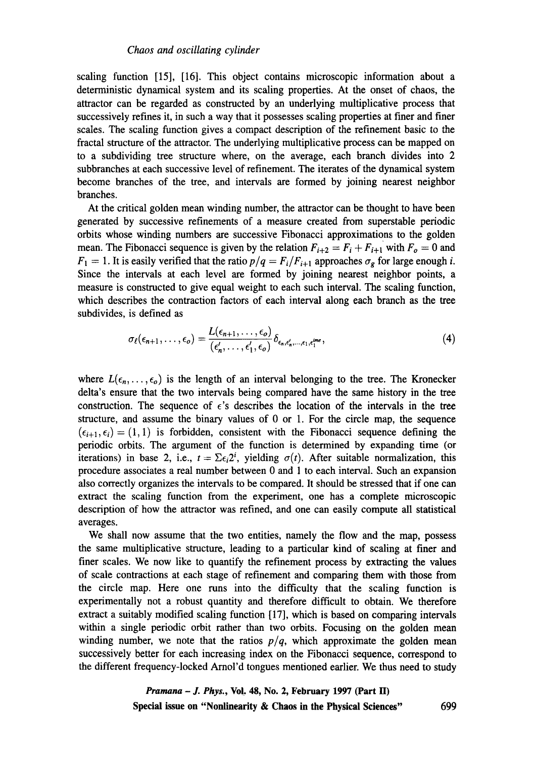scaling function [15], [16]. This object contains microscopic information about a deterministic dynamical system and its scaling properties. At the onset of chaos, the attractor can be regarded as constructed by an underlying multiplicative process that successively refines it, in such a way that it possesses scaling properties at finer and finer scales. The scaling function gives a compact description of the refinement basic to the fractal structure of the attractor. The underlying multiplicative process can be mapped on to a subdividing tree structure where, on the average, each branch divides into 2 subbranches at each successive level of refinement. The iterates of the dynamical system become branches of the tree, and intervals are formed by joining nearest neighbor branches.

At the critical golden mean winding number, the attractor can be thought to have been generated by successive refinements of a measure created from superstable periodic orbits whose winding numbers are successive Fibonacci approximations to the golden mean. The Fibonacci sequence is given by the relation $F_{i+2} = F_i + F_{i+1}$ with $F_o = 0$ and $F_1 = 1$. It is easily verified that the ratio $p/q = F_i/F_{i+1}$ approaches $\sigma_g$ for large enough $i$. Since the intervals at each level are formed by joining nearest neighbor points, a measure is constructed to give equal weight to each such interval. The scaling function, which describes the contraction factors of each interval along each branch as the tree subdivides, is defined as

$$\sigma_{\ell}(\epsilon_{n+1}, \ldots, \epsilon_o) = \frac{L(\epsilon_{n+1}, \ldots, \epsilon_o)}{(\epsilon_n', \ldots, \epsilon_1', \epsilon_o)} \delta_{\epsilon_n, \epsilon_n', \ldots, \epsilon_1, \epsilon_1^{ime}}, \tag{4}$$

where $L(\epsilon_n, \ldots, \epsilon_o)$ is the length of an interval belonging to the tree. The Kronecker delta's ensure that the two intervals being compared have the same history in the tree construction. The sequence of $\epsilon$'s describes the location of the intervals in the tree structure, and assume the binary values of 0 or 1. For the circle map, the sequence $(\epsilon_{i+1}, \epsilon_i) = (1, 1)$ is forbidden, consistent with the Fibonacci sequence defining the periodic orbits. The argument of the function is determined by expanding time (or iterations) in base 2, i.e., $t = \Sigma \epsilon_i 2^i$, yielding $\sigma(t)$. After suitable normalization, this procedure associates a real number between 0 and 1 to each interval. Such an expansion also correctly organizes the intervals to be compared. It should be stressed that if one can extract the scaling function from the experiment, one has a complete microscopic description of how the attractor was refined, and one can easily compute all statistical averages.

We shall now assume that the two entities, namely the flow and the map, possess the same multiplicative structure, leading to a particular kind of scaling at finer and finer scales. We now like to quantify the refinement process by extracting the values of scale contractions at each stage of refinement and comparing them with those from the circle map. Here one runs into the difficulty that the scaling function is experimentally not a robust quantity and therefore difficult to obtain. We therefore extract a suitably modified scaling function [17], which is based on comparing intervals within a single periodic orbit rather than two orbits. Focusing on the golden mean winding number, we note that the ratios $p/q$, which approximate the golden mean successively better for each increasing index on the Fibonacci sequence, correspond to the different frequency-locked Arnol'd tongues mentioned earlier. We thus need to study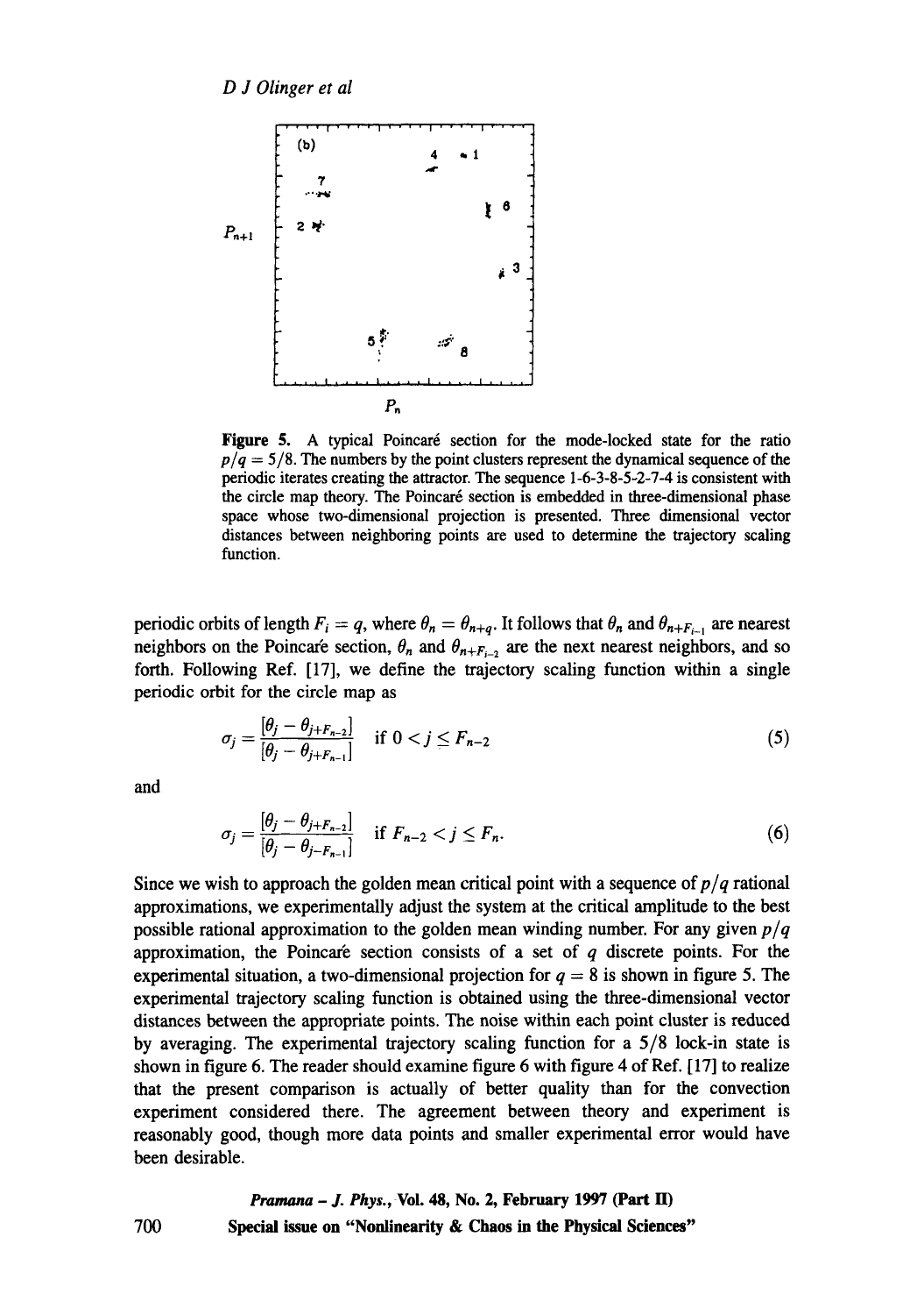**Figure 5.** A typical Poincaré section for the mode-locked state for the ratio $p/q = 5/8$. The numbers by the point clusters represent the dynamical sequence of the periodic iterates creating the attractor. The sequence 1-6-3-8-5-2-7-4 is consistent with the circle map theory. The Poincaré section is embedded in three-dimensional phase space whose two-dimensional projection is presented. Three dimensional vector distances between neighboring points are used to determine the trajectory scaling function.

periodic orbits of length $F_i = q$, where $\theta_n = \theta_{n+q}$. It follows that $\theta_n$ and $\theta_{n+F_{i-1}}$ are nearest neighbors on the Poincaré section, $\theta_n$ and $\theta_{n+F_{i-2}}$ are the next nearest neighbors, and so forth. Following Ref. [17], we define the trajectory scaling function within a single periodic orbit for the circle map as

$$\sigma_j = \frac{[\theta_j - \theta_{j+F_{n-2}}]}{[\theta_j - \theta_{j+F_{n-1}}]} \quad \text{if } 0 < j \leq F_{n-2} \tag{5}$$

and

$$\sigma_j = \frac{[\theta_j - \theta_{j+F_{n-2}}]}{[\theta_j - \theta_{j-F_{n-1}}]} \quad \text{if } F_{n-2} < j \leq F_n. \tag{6}$$

Since we wish to approach the golden mean critical point with a sequence of $p/q$ rational approximations, we experimentally adjust the system at the critical amplitude to the best possible rational approximation to the golden mean winding number. For any given $p/q$ approximation, the Poincaré section consists of a set of $q$ discrete points. For the experimental situation, a two-dimensional projection for $q = 8$ is shown in figure 5. The experimental trajectory scaling function is obtained using the three-dimensional vector distances between the appropriate points. The noise within each point cluster is reduced by averaging. The experimental trajectory scaling function for a 5/8 lock-in state is shown in figure 6. The reader should examine figure 6 with figure 4 of Ref. [17] to realize that the present comparison is actually of better quality than for the convection experiment considered there. The agreement between theory and experiment is reasonably good, though more data points and smaller experimental error would have been desirable.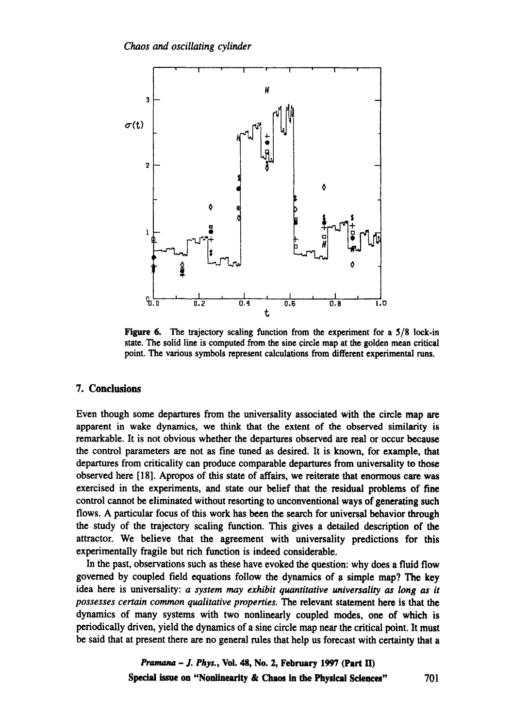Figure 6. The trajectory scaling function from the experiment for a 5/8 lock-in state. The solid line is computed from the sine circle map at the golden mean critical point. The various symbols represent calculations from different experimental runs.

## 7. Conclusions

Even though some departures from the universality associated with the circle map are apparent in wake dynamics, we think that the extent of the observed similarity is remarkable. It is not obvious whether the departures observed are real or occur because the control parameters are not as fine tuned as desired. It is known, for example, that departures from criticality can produce comparable departures from universality to those observed here [18]. Apropos of this state of affairs, we reiterate that enormous care was exercised in the experiments, and state our belief that the residual problems of fine control cannot be eliminated without resorting to unconventional ways of generating such flows. A particular focus of this work has been the search for universal behavior through the study of the trajectory scaling function. This gives a detailed description of the attractor. We believe that the agreement with universality predictions for this experimentally fragile but rich function is indeed considerable.

In the past, observations such as these have evoked the question: why does a fluid flow governed by coupled field equations follow the dynamics of a simple map? The key idea here is universality: *a system may exhibit quantitative universality as long as it possesses certain common qualitative properties.* The relevant statement here is that the dynamics of many systems with two nonlinearly coupled modes, one of which is periodically driven, yield the dynamics of a sine circle map near the critical point. It must be said that at present there are no general rules that help us forecast with certainty that a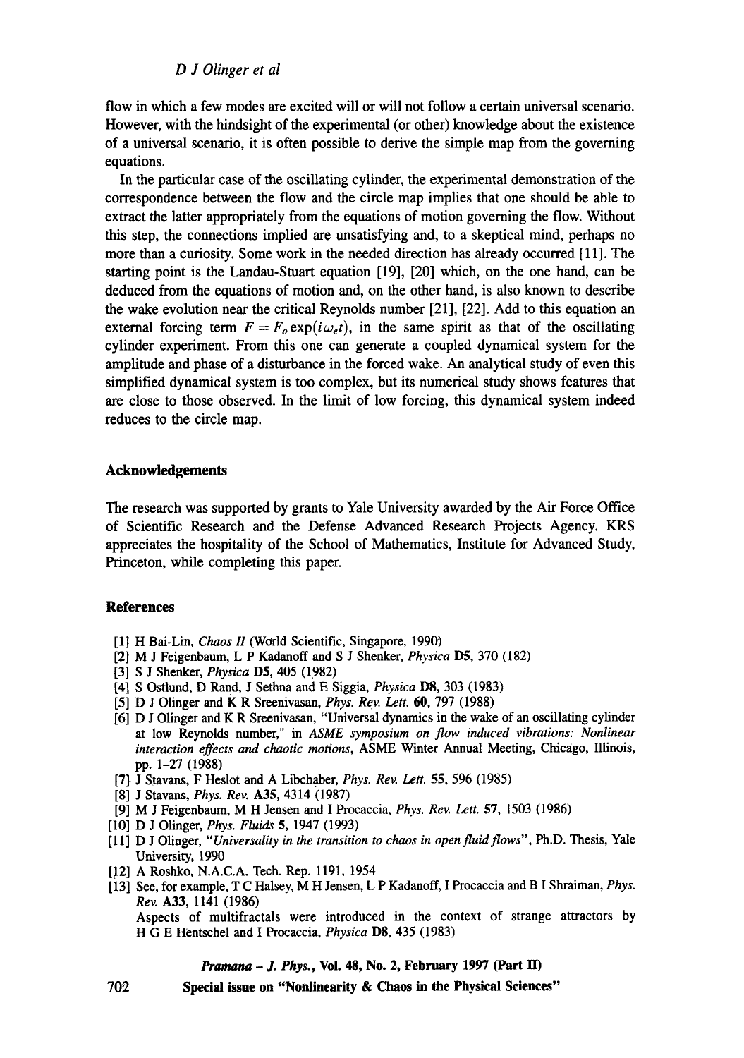flow in which a few modes are excited will or will not follow a certain universal scenario. However, with the hindsight of the experimental (or other) knowledge about the existence of a universal scenario, it is often possible to derive the simple map from the governing equations.

In the particular case of the oscillating cylinder, the experimental demonstration of the correspondence between the flow and the circle map implies that one should be able to extract the latter appropriately from the equations of motion governing the flow. Without this step, the connections implied are unsatisfying and, to a skeptical mind, perhaps no more than a curiosity. Some work in the needed direction has already occurred [11]. The starting point is the Landau-Stuart equation [19], [20] which, on the one hand, can be deduced from the equations of motion and, on the other hand, is also known to describe the wake evolution near the critical Reynolds number [21], [22]. Add to this equation an external forcing term $F = F_o \exp(i\omega_e t)$, in the same spirit as that of the oscillating cylinder experiment. From this one can generate a coupled dynamical system for the amplitude and phase of a disturbance in the forced wake. An analytical study of even this simplified dynamical system is too complex, but its numerical study shows features that are close to those observed. In the limit of low forcing, this dynamical system indeed reduces to the circle map.

## Acknowledgements

The research was supported by grants to Yale University awarded by the Air Force Office of Scientific Research and the Defense Advanced Research Projects Agency. KRS appreciates the hospitality of the School of Mathematics, Institute for Advanced Study, Princeton, while completing this paper.

## References

[1] H Bai-Lin, *Chaos II* (World Scientific, Singapore, 1990)
[2] M J Feigenbaum, L P Kadanoff and S J Shenker, *Physica* **D5**, 370 (182)
[3] S J Shenker, *Physica* **D5**, 405 (1982)
[4] S Ostlund, D Rand, J Sethna and E Siggia, *Physica* **D8**, 303 (1983)
[5] D J Olinger and K R Sreenivasan, *Phys. Rev. Lett.* **60**, 797 (1988)
[6] D J Olinger and K R Sreenivasan, "Universal dynamics in the wake of an oscillating cylinder at low Reynolds number," in *ASME symposium on flow induced vibrations: Nonlinear interaction effects and chaotic motions*, ASME Winter Annual Meeting, Chicago, Illinois, pp. 1–27 (1988)
[7] J Stavans, F Heslot and A Libchaber, *Phys. Rev. Lett.* **55**, 596 (1985)
[8] J Stavans, *Phys. Rev.* **A35**, 4314 (1987)
[9] M J Feigenbaum, M H Jensen and I Procaccia, *Phys. Rev. Lett.* **57**, 1503 (1986)
[10] D J Olinger, *Phys. Fluids* **5**, 1947 (1993)
[11] D J Olinger, "*Universality in the transition to chaos in open fluid flows*", Ph.D. Thesis, Yale University, 1990
[12] A Roshko, N.A.C.A. Tech. Rep. 1191, 1954
[13] See, for example, T C Halsey, M H Jensen, L P Kadanoff, I Procaccia and B I Shraiman, *Phys. Rev.* **A33**, 1141 (1986)
Aspects of multifractals were introduced in the context of strange attractors by H G E Hentschel and I Procaccia, *Physica* **D8**, 435 (1983)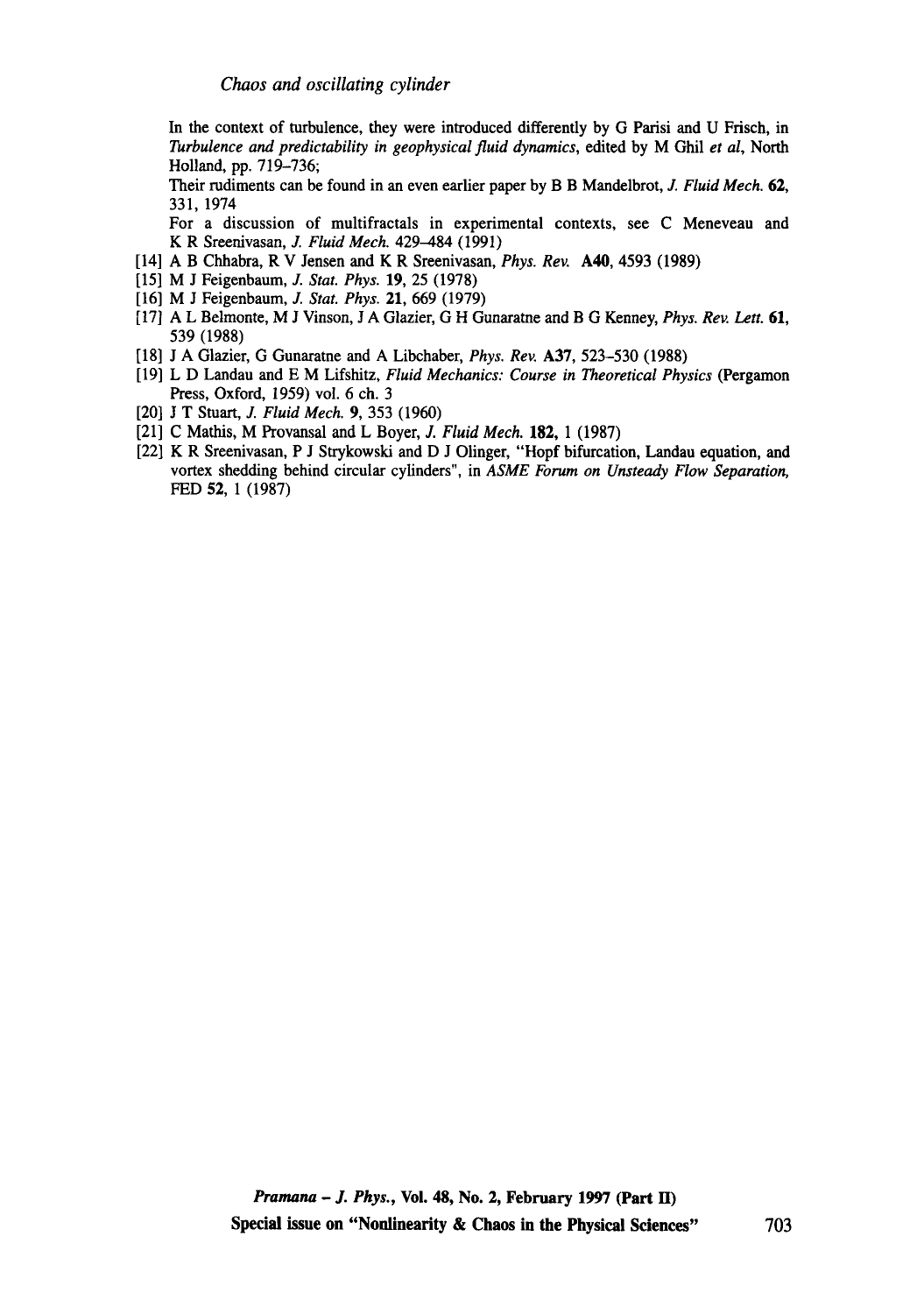In the context of turbulence, they were introduced differently by G Parisi and U Frisch, in *Turbulence and predictability in geophysical fluid dynamics*, edited by M Ghil *et al*, North Holland, pp. 719–736;

Their rudiments can be found in an even earlier paper by B B Mandelbrot, *J. Fluid Mech.* **62**, 331, 1974

For a discussion of multifractals in experimental contexts, see C Meneveau and K R Sreenivasan, *J. Fluid Mech.* 429–484 (1991)

[14] A B Chhabra, R V Jensen and K R Sreenivasan, *Phys. Rev.* **A40**, 4593 (1989)

[15] M J Feigenbaum, *J. Stat. Phys.* **19**, 25 (1978)

[16] M J Feigenbaum, *J. Stat. Phys.* **21**, 669 (1979)

[17] A L Belmonte, M J Vinson, J A Glazier, G H Gunaratne and B G Kenney, *Phys. Rev. Lett.* **61**, 539 (1988)

[18] J A Glazier, G Gunaratne and A Libchaber, *Phys. Rev.* **A37**, 523–530 (1988)

[19] L D Landau and E M Lifshitz, *Fluid Mechanics: Course in Theoretical Physics* (Pergamon Press, Oxford, 1959) vol. 6 ch. 3

[20] J T Stuart, *J. Fluid Mech.* **9**, 353 (1960)

[21] C Mathis, M Provansal and L Boyer, *J. Fluid Mech.* **182**, 1 (1987)

[22] K R Sreenivasan, P J Strykowski and D J Olinger, "Hopf bifurcation, Landau equation, and vortex shedding behind circular cylinders", in *ASME Forum on Unsteady Flow Separation,* FED **52**, 1 (1987)